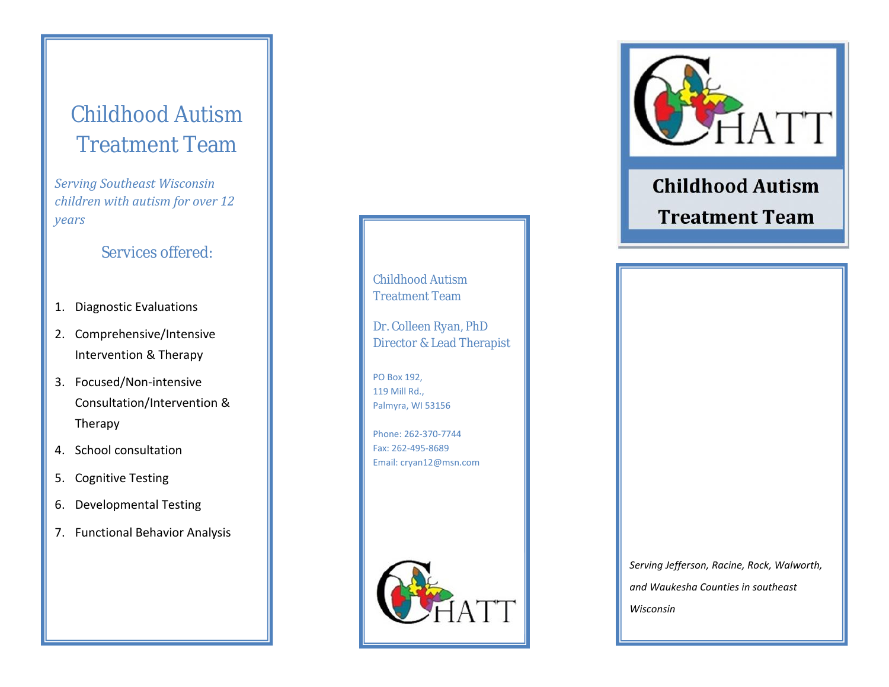# Childhood Autism Treatment Team

*Serving Southeast Wisconsin children with autism for over 12 years*

## Services offered:

1. Diagnostic Evaluations
2. Comprehensive/Intensive Intervention & Therapy
3. Focused/Non-intensive Consultation/Intervention & Therapy
4. School consultation
5. Cognitive Testing
6. Developmental Testing
7. Functional Behavior Analysis

Childhood Autism Treatment Team

Dr. Colleen Ryan, PhD
Director & Lead Therapist

PO Box 192,
119 Mill Rd.,
Palmyra, WI 53156

Phone: 262-370-7744
Fax: 262-495-8689
Email: cryan12@msn.com

CHATT

CHATT

**Childhood Autism Treatment Team**

*Serving Jefferson, Racine, Rock, Walworth, and Waukesha Counties in southeast Wisconsin*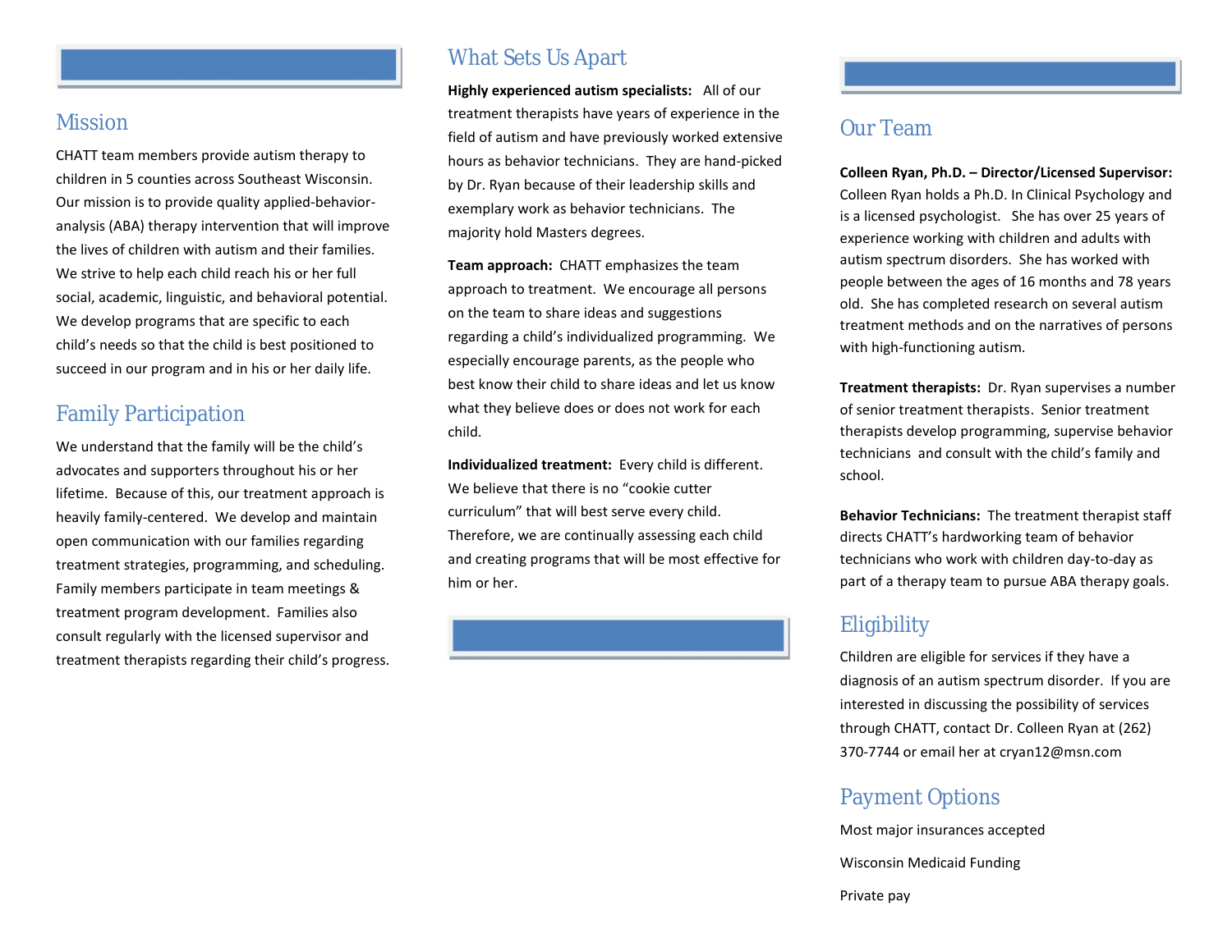## Mission

CHATT team members provide autism therapy to children in 5 counties across Southeast Wisconsin. Our mission is to provide quality applied-behavior-analysis (ABA) therapy intervention that will improve the lives of children with autism and their families. We strive to help each child reach his or her full social, academic, linguistic, and behavioral potential. We develop programs that are specific to each child's needs so that the child is best positioned to succeed in our program and in his or her daily life.

## Family Participation

We understand that the family will be the child's advocates and supporters throughout his or her lifetime. Because of this, our treatment approach is heavily family-centered. We develop and maintain open communication with our families regarding treatment strategies, programming, and scheduling. Family members participate in team meetings & treatment program development. Families also consult regularly with the licensed supervisor and treatment therapists regarding their child's progress.

## What Sets Us Apart

**Highly experienced autism specialists:** All of our treatment therapists have years of experience in the field of autism and have previously worked extensive hours as behavior technicians. They are hand-picked by Dr. Ryan because of their leadership skills and exemplary work as behavior technicians. The majority hold Masters degrees.

**Team approach:** CHATT emphasizes the team approach to treatment. We encourage all persons on the team to share ideas and suggestions regarding a child's individualized programming. We especially encourage parents, as the people who best know their child to share ideas and let us know what they believe does or does not work for each child.

**Individualized treatment:** Every child is different. We believe that there is no "cookie cutter curriculum" that will best serve every child. Therefore, we are continually assessing each child and creating programs that will be most effective for him or her.

## Our Team

**Colleen Ryan, Ph.D. – Director/Licensed Supervisor:** Colleen Ryan holds a Ph.D. In Clinical Psychology and is a licensed psychologist. She has over 25 years of experience working with children and adults with autism spectrum disorders. She has worked with people between the ages of 16 months and 78 years old. She has completed research on several autism treatment methods and on the narratives of persons with high-functioning autism.

**Treatment therapists:** Dr. Ryan supervises a number of senior treatment therapists. Senior treatment therapists develop programming, supervise behavior technicians and consult with the child's family and school.

**Behavior Technicians:** The treatment therapist staff directs CHATT's hardworking team of behavior technicians who work with children day-to-day as part of a therapy team to pursue ABA therapy goals.

## Eligibility

Children are eligible for services if they have a diagnosis of an autism spectrum disorder. If you are interested in discussing the possibility of services through CHATT, contact Dr. Colleen Ryan at (262) 370-7744 or email her at cryan12@msn.com

## Payment Options

Most major insurances accepted

Wisconsin Medicaid Funding

Private pay